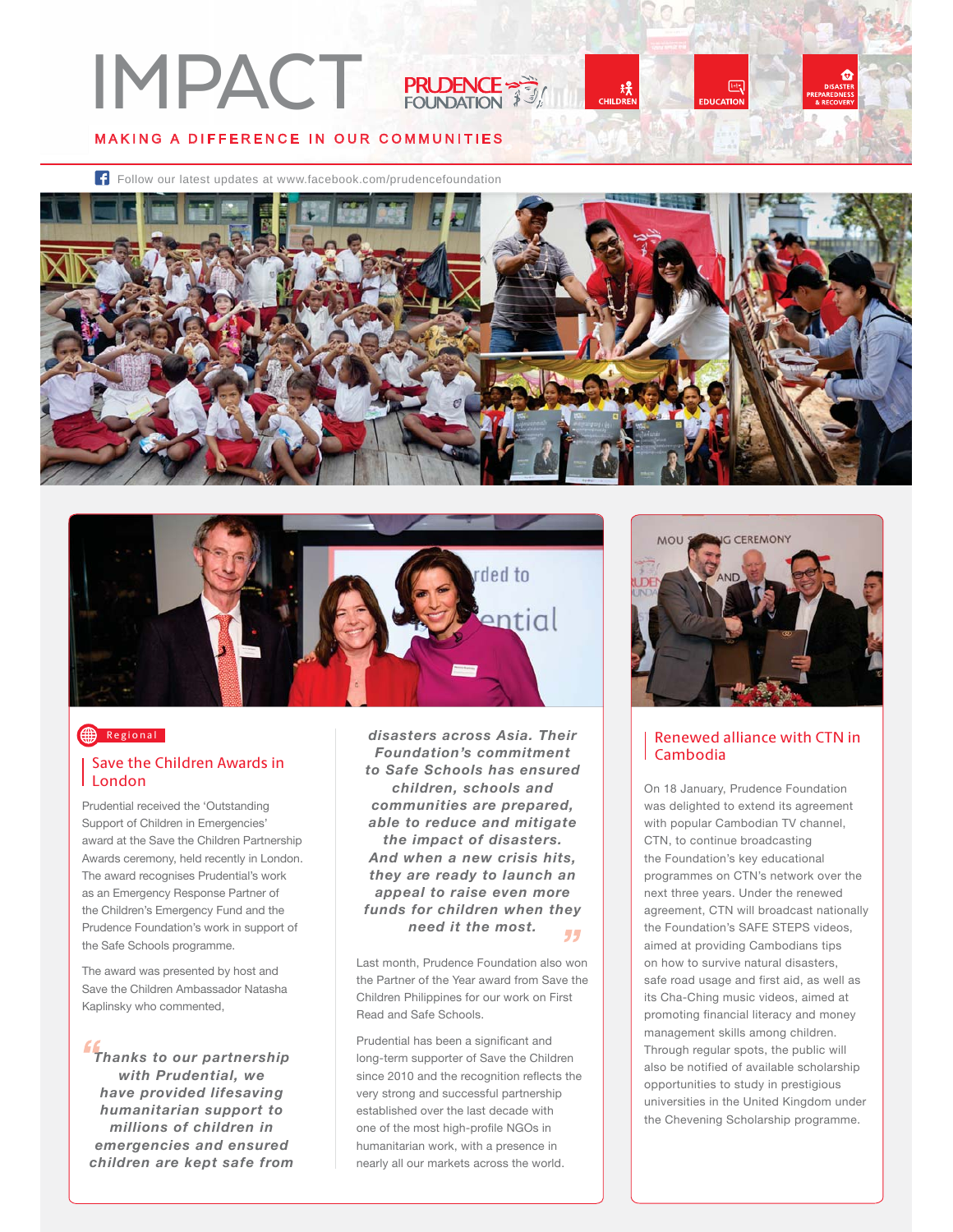# IMPACT

PRUDENCE FOUNDATION

CHILDREN | EDUCATION | DISASTER PREPAREDNESS & RECOVERY

**MAKING A DIFFERENCE IN OUR COMMUNITIES**

Follow our latest updates at www.facebook.com/prudencefoundation

Regional

## Save the Children Awards in London

Prudential received the 'Outstanding Support of Children in Emergencies' award at the Save the Children Partnership Awards ceremony, held recently in London. The award recognises Prudential's work as an Emergency Response Partner of the Children's Emergency Fund and the Prudence Foundation's work in support of the Safe Schools programme.

The award was presented by host and Save the Children Ambassador Natasha Kaplinsky who commented,

> ***"Thanks to our partnership with Prudential, we have provided lifesaving humanitarian support to millions of children in emergencies and ensured children are kept safe from disasters across Asia. Their Foundation's commitment to Safe Schools has ensured children, schools and communities are prepared, able to reduce and mitigate the impact of disasters. And when a new crisis hits, they are ready to launch an appeal to raise even more funds for children when they need it the most."***

Last month, Prudence Foundation also won the Partner of the Year award from Save the Children Philippines for our work on First Read and Safe Schools.

Prudential has been a significant and long-term supporter of Save the Children since 2010 and the recognition reflects the very strong and successful partnership established over the last decade with one of the most high-profile NGOs in humanitarian work, with a presence in nearly all our markets across the world.

## Renewed alliance with CTN in Cambodia

On 18 January, Prudence Foundation was delighted to extend its agreement with popular Cambodian TV channel, CTN, to continue broadcasting the Foundation's key educational programmes on CTN's network over the next three years. Under the renewed agreement, CTN will broadcast nationally the Foundation's SAFE STEPS videos, aimed at providing Cambodians tips on how to survive natural disasters, safe road usage and first aid, as well as its Cha-Ching music videos, aimed at promoting financial literacy and money management skills among children. Through regular spots, the public will also be notified of available scholarship opportunities to study in prestigious universities in the United Kingdom under the Chevening Scholarship programme.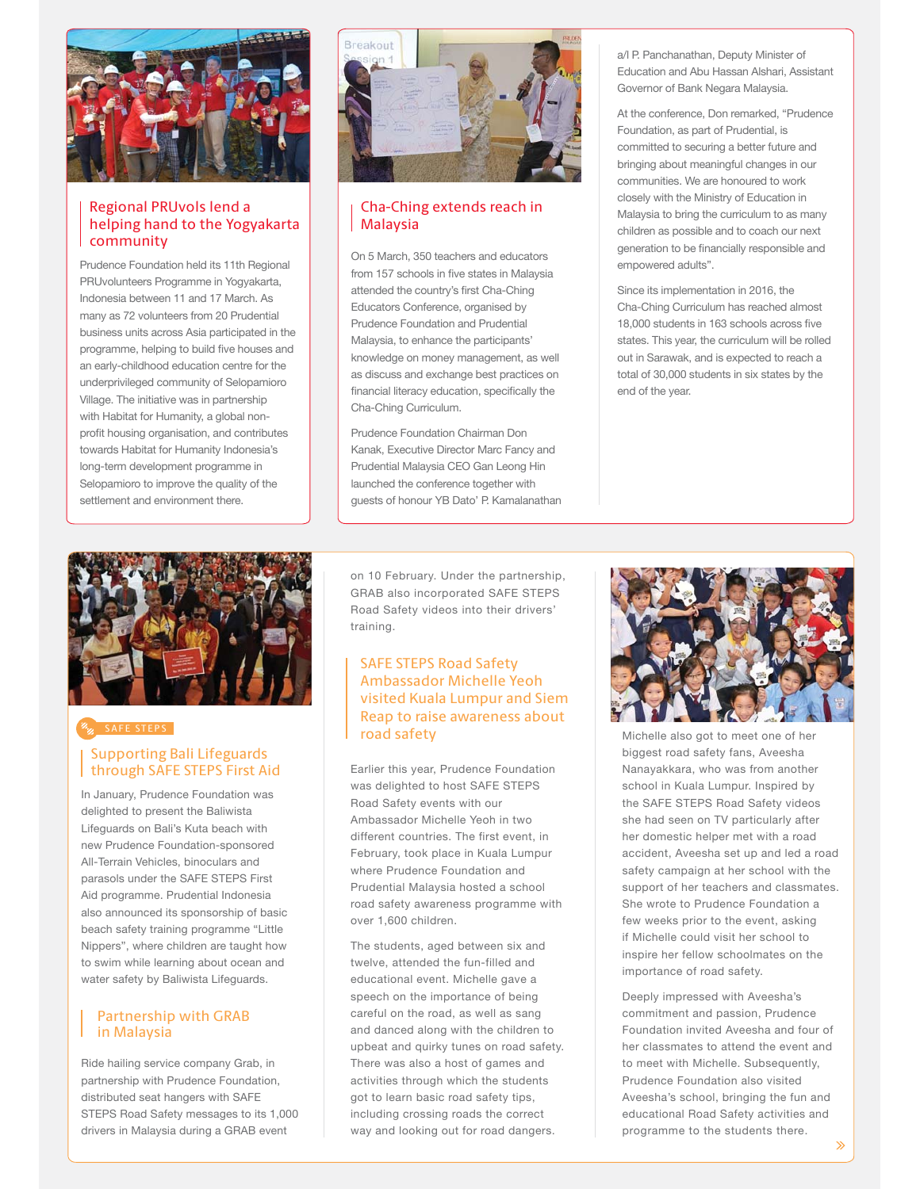## Regional PRUvols lend a helping hand to the Yogyakarta community

Prudence Foundation held its 11th Regional PRUvolunteers Programme in Yogyakarta, Indonesia between 11 and 17 March. As many as 72 volunteers from 20 Prudential business units across Asia participated in the programme, helping to build five houses and an early-childhood education centre for the underprivileged community of Selopamioro Village. The initiative was in partnership with Habitat for Humanity, a global non-profit housing organisation, and contributes towards Habitat for Humanity Indonesia's long-term development programme in Selopamioro to improve the quality of the settlement and environment there.

## Cha-Ching extends reach in Malaysia

On 5 March, 350 teachers and educators from 157 schools in five states in Malaysia attended the country's first Cha-Ching Educators Conference, organised by Prudence Foundation and Prudential Malaysia, to enhance the participants' knowledge on money management, as well as discuss and exchange best practices on financial literacy education, specifically the Cha-Ching Curriculum.

Prudence Foundation Chairman Don Kanak, Executive Director Marc Fancy and Prudential Malaysia CEO Gan Leong Hin launched the conference together with guests of honour YB Dato' P. Kamalanathan a/l P. Panchanathan, Deputy Minister of Education and Abu Hassan Alshari, Assistant Governor of Bank Negara Malaysia.

At the conference, Don remarked, "Prudence Foundation, as part of Prudential, is committed to securing a better future and bringing about meaningful changes in our communities. We are honoured to work closely with the Ministry of Education in Malaysia to bring the curriculum to as many children as possible and to coach our next generation to be financially responsible and empowered adults".

Since its implementation in 2016, the Cha-Ching Curriculum has reached almost 18,000 students in 163 schools across five states. This year, the curriculum will be rolled out in Sarawak, and is expected to reach a total of 30,000 students in six states by the end of the year.

SAFE STEPS

## Supporting Bali Lifeguards through SAFE STEPS First Aid

In January, Prudence Foundation was delighted to present the Baliwista Lifeguards on Bali's Kuta beach with new Prudence Foundation-sponsored All-Terrain Vehicles, binoculars and parasols under the SAFE STEPS First Aid programme. Prudential Indonesia also announced its sponsorship of basic beach safety training programme "Little Nippers", where children are taught how to swim while learning about ocean and water safety by Baliwista Lifeguards.

## Partnership with GRAB in Malaysia

Ride hailing service company Grab, in partnership with Prudence Foundation, distributed seat hangers with SAFE STEPS Road Safety messages to its 1,000 drivers in Malaysia during a GRAB event on 10 February. Under the partnership, GRAB also incorporated SAFE STEPS Road Safety videos into their drivers' training.

## SAFE STEPS Road Safety Ambassador Michelle Yeoh visited Kuala Lumpur and Siem Reap to raise awareness about road safety

Earlier this year, Prudence Foundation was delighted to host SAFE STEPS Road Safety events with our Ambassador Michelle Yeoh in two different countries. The first event, in February, took place in Kuala Lumpur where Prudence Foundation and Prudential Malaysia hosted a school road safety awareness programme with over 1,600 children.

The students, aged between six and twelve, attended the fun-filled and educational event. Michelle gave a speech on the importance of being careful on the road, as well as sang and danced along with the children to upbeat and quirky tunes on road safety. There was also a host of games and activities through which the students got to learn basic road safety tips, including crossing roads the correct way and looking out for road dangers.

Michelle also got to meet one of her biggest road safety fans, Aveesha Nanayakkara, who was from another school in Kuala Lumpur. Inspired by the SAFE STEPS Road Safety videos she had seen on TV particularly after her domestic helper met with a road accident, Aveesha set up and led a road safety campaign at her school with the support of her teachers and classmates. She wrote to Prudence Foundation a few weeks prior to the event, asking if Michelle could visit her school to inspire her fellow schoolmates on the importance of road safety.

Deeply impressed with Aveesha's commitment and passion, Prudence Foundation invited Aveesha and four of her classmates to attend the event and to meet with Michelle. Subsequently, Prudence Foundation also visited Aveesha's school, bringing the fun and educational Road Safety activities and programme to the students there.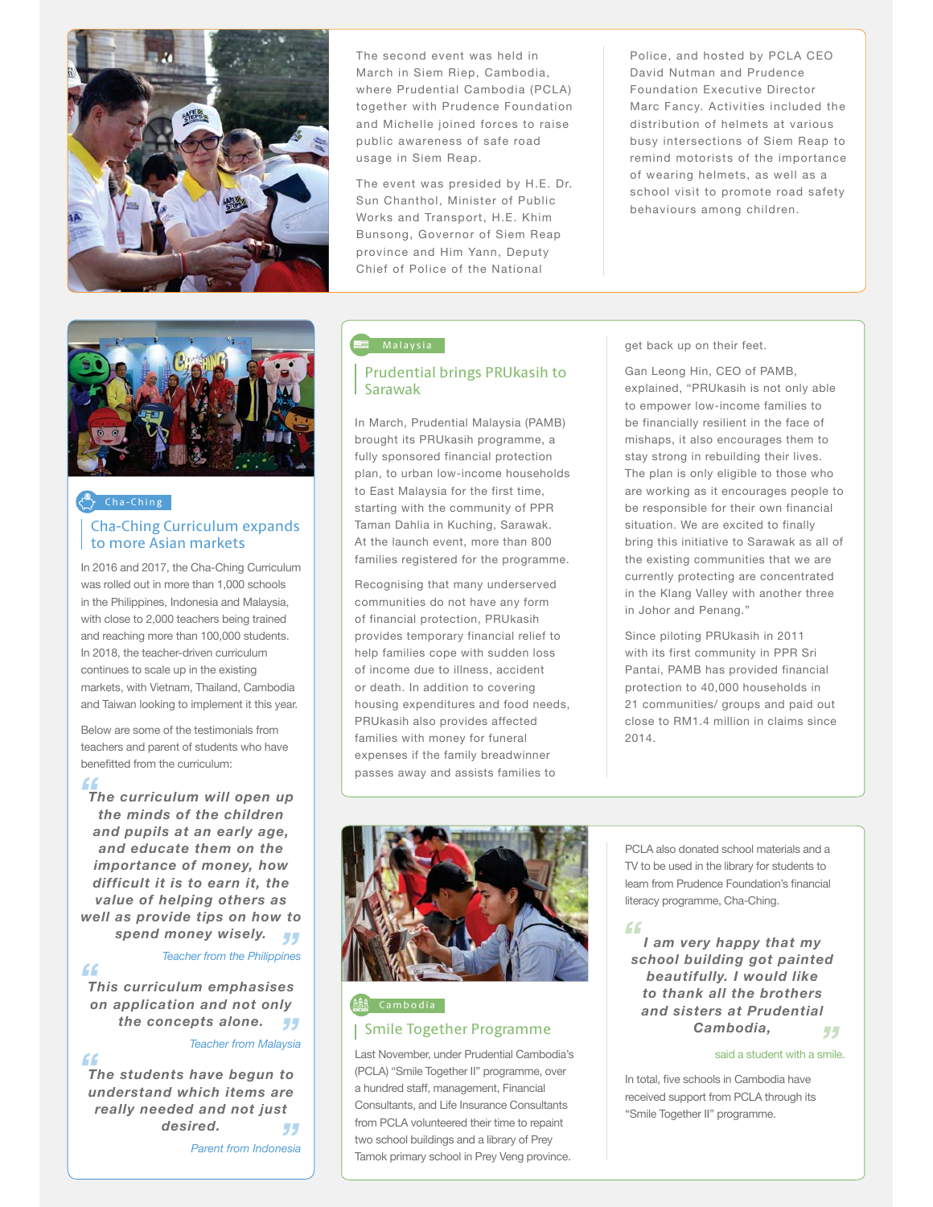The second event was held in March in Siem Riep, Cambodia, where Prudential Cambodia (PCLA) together with Prudence Foundation and Michelle joined forces to raise public awareness of safe road usage in Siem Reap.

The event was presided by H.E. Dr. Sun Chanthol, Minister of Public Works and Transport, H.E. Khim Bunsong, Governor of Siem Reap province and Him Yann, Deputy Chief of Police of the National Police, and hosted by PCLA CEO David Nutman and Prudence Foundation Executive Director Marc Fancy. Activities included the distribution of helmets at various busy intersections of Siem Reap to remind motorists of the importance of wearing helmets, as well as a school visit to promote road safety behaviours among children.

Cha-Ching

## Cha-Ching Curriculum expands to more Asian markets

In 2016 and 2017, the Cha-Ching Curriculum was rolled out in more than 1,000 schools in the Philippines, Indonesia and Malaysia, with close to 2,000 teachers being trained and reaching more than 100,000 students. In 2018, the teacher-driven curriculum continues to scale up in the existing markets, with Vietnam, Thailand, Cambodia and Taiwan looking to implement it this year.

Below are some of the testimonials from teachers and parent of students who have benefitted from the curriculum:

> ***"The curriculum will open up the minds of the children and pupils at an early age, and educate them on the importance of money, how difficult it is to earn it, the value of helping others as well as provide tips on how to spend money wisely."***
>
> *Teacher from the Philippines*

> ***"This curriculum emphasises on application and not only the concepts alone."***
>
> *Teacher from Malaysia*

> ***"The students have begun to understand which items are really needed and not just desired."***
>
> *Parent from Indonesia*

Malaysia

## Prudential brings PRUkasih to Sarawak

In March, Prudential Malaysia (PAMB) brought its PRUkasih programme, a fully sponsored financial protection plan, to urban low-income households to East Malaysia for the first time, starting with the community of PPR Taman Dahlia in Kuching, Sarawak. At the launch event, more than 800 families registered for the programme.

Recognising that many underserved communities do not have any form of financial protection, PRUkasih provides temporary financial relief to help families cope with sudden loss of income due to illness, accident or death. In addition to covering housing expenditures and food needs, PRUkasih also provides affected families with money for funeral expenses if the family breadwinner passes away and assists families to get back up on their feet.

Gan Leong Hin, CEO of PAMB, explained, "PRUkasih is not only able to empower low-income families to be financially resilient in the face of mishaps, it also encourages them to stay strong in rebuilding their lives. The plan is only eligible to those who are working as it encourages people to be responsible for their own financial situation. We are excited to finally bring this initiative to Sarawak as all of the existing communities that we are currently protecting are concentrated in the Klang Valley with another three in Johor and Penang."

Since piloting PRUkasih in 2011 with its first community in PPR Sri Pantai, PAMB has provided financial protection to 40,000 households in 21 communities/ groups and paid out close to RM1.4 million in claims since 2014.

Cambodia

## Smile Together Programme

Last November, under Prudential Cambodia's (PCLA) "Smile Together II" programme, over a hundred staff, management, Financial Consultants, and Life Insurance Consultants from PCLA volunteered their time to repaint two school buildings and a library of Prey Tamok primary school in Prey Veng province.

PCLA also donated school materials and a TV to be used in the library for students to learn from Prudence Foundation's financial literacy programme, Cha-Ching.

> ***"I am very happy that my school building got painted beautifully. I would like to thank all the brothers and sisters at Prudential Cambodia,"***
>
> said a student with a smile.

In total, five schools in Cambodia have received support from PCLA through its "Smile Together II" programme.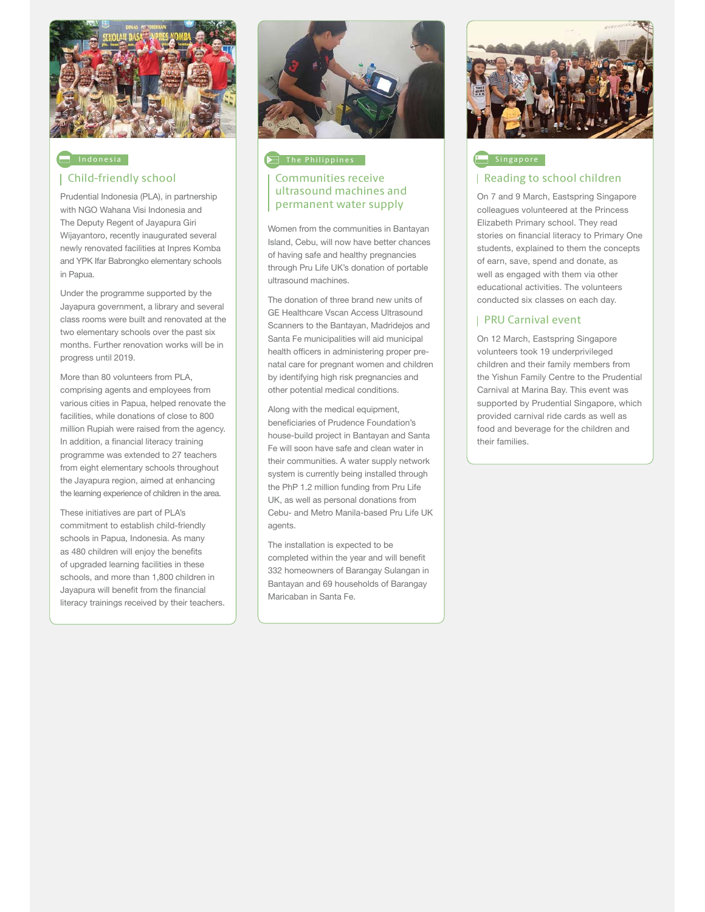Indonesia

## Child-friendly school

Prudential Indonesia (PLA), in partnership with NGO Wahana Visi Indonesia and The Deputy Regent of Jayapura Giri Wijayantoro, recently inaugurated several newly renovated facilities at Inpres Komba and YPK Ifar Babrongko elementary schools in Papua.

Under the programme supported by the Jayapura government, a library and several class rooms were built and renovated at the two elementary schools over the past six months. Further renovation works will be in progress until 2019.

More than 80 volunteers from PLA, comprising agents and employees from various cities in Papua, helped renovate the facilities, while donations of close to 800 million Rupiah were raised from the agency. In addition, a financial literacy training programme was extended to 27 teachers from eight elementary schools throughout the Jayapura region, aimed at enhancing the learning experience of children in the area.

These initiatives are part of PLA's commitment to establish child-friendly schools in Papua, Indonesia. As many as 480 children will enjoy the benefits of upgraded learning facilities in these schools, and more than 1,800 children in Jayapura will benefit from the financial literacy trainings received by their teachers.

The Philippines

## Communities receive ultrasound machines and permanent water supply

Women from the communities in Bantayan Island, Cebu, will now have better chances of having safe and healthy pregnancies through Pru Life UK's donation of portable ultrasound machines.

The donation of three brand new units of GE Healthcare Vscan Access Ultrasound Scanners to the Bantayan, Madridejos and Santa Fe municipalities will aid municipal health officers in administering proper pre-natal care for pregnant women and children by identifying high risk pregnancies and other potential medical conditions.

Along with the medical equipment, beneficiaries of Prudence Foundation's house-build project in Bantayan and Santa Fe will soon have safe and clean water in their communities. A water supply network system is currently being installed through the PhP 1.2 million funding from Pru Life UK, as well as personal donations from Cebu- and Metro Manila-based Pru Life UK agents.

The installation is expected to be completed within the year and will benefit 332 homeowners of Barangay Sulangan in Bantayan and 69 households of Barangay Maricaban in Santa Fe.

Singapore

## Reading to school children

On 7 and 9 March, Eastspring Singapore colleagues volunteered at the Princess Elizabeth Primary school. They read stories on financial literacy to Primary One students, explained to them the concepts of earn, save, spend and donate, as well as engaged with them via other educational activities. The volunteers conducted six classes on each day.

## PRU Carnival event

On 12 March, Eastspring Singapore volunteers took 19 underprivileged children and their family members from the Yishun Family Centre to the Prudential Carnival at Marina Bay. This event was supported by Prudential Singapore, which provided carnival ride cards as well as food and beverage for the children and their families.